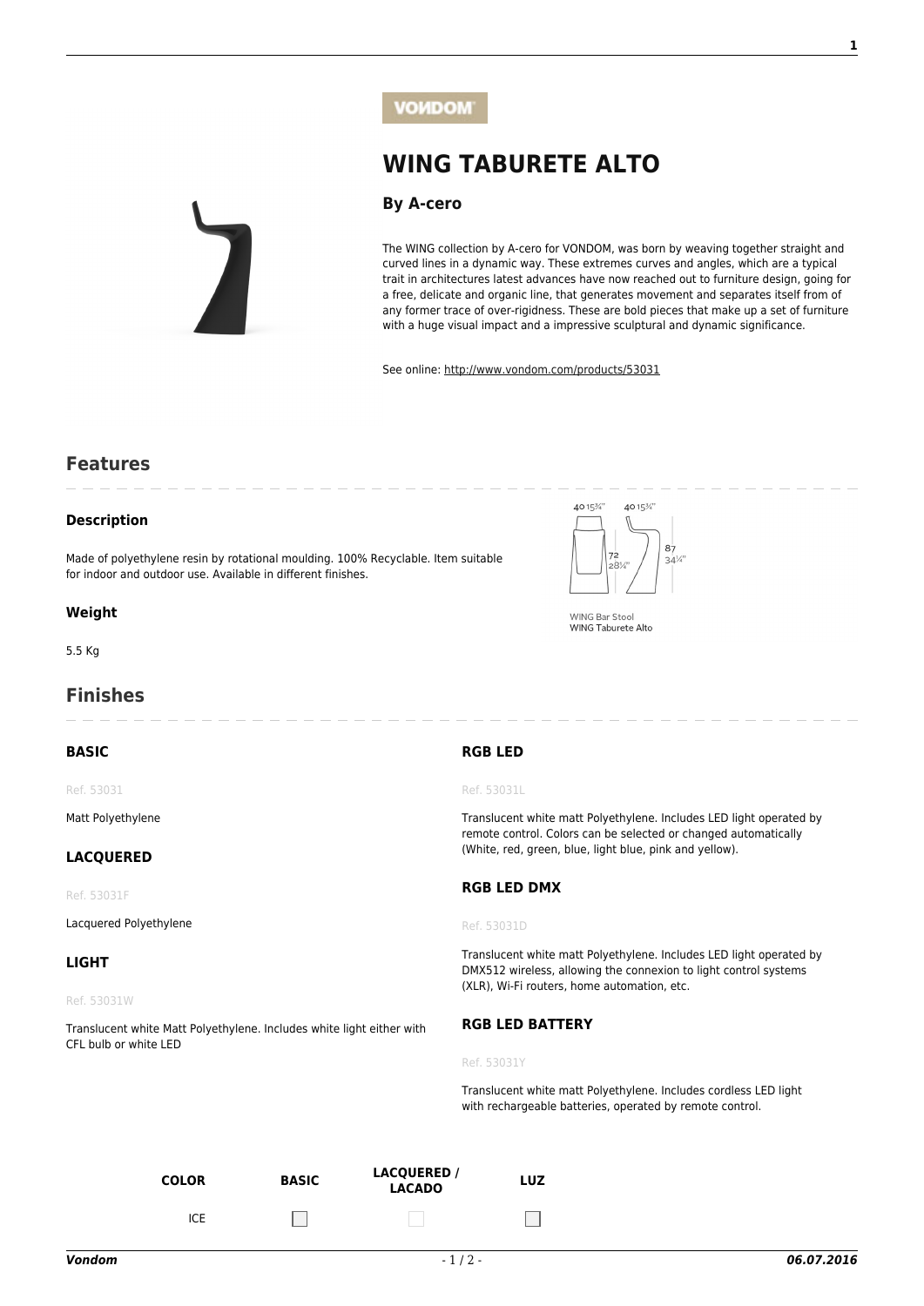VONDOM

# WING TABURETE ALTO

### By A-cero

The WING collection by A-cero for VONDOM, was born by weaving together straight and curved lines in a dynamic way. These extremes curves and angles, which are a typical trait in architectures latest advances have now reached out to furniture design, going for a free, delicate and organic line, that generates movement and separates itself from of any former trace of over-rigidness. These are bold pieces that make up a set of furniture with a huge visual impact and a impressive sculptural and dynamic significance.

See online: http://www.vondom.com/products/53031

## Features

### Description

Made of polyethylene resin by rotational moulding. 100% Recyclable. Item suitable for indoor and outdoor use. Available in different finishes.

40 15¾"
40 15¾"
72
28¼"
87
34¼"

WING Bar Stool
WING Taburete Alto

### Weight

5.5 Kg

## Finishes

### BASIC

Ref. 53031

Matt Polyethylene

### LACQUERED

Ref. 53031F

Lacquered Polyethylene

### LIGHT

Ref. 53031W

Translucent white Matt Polyethylene. Includes white light either with CFL bulb or white LED

### RGB LED

Ref. 53031L

Translucent white matt Polyethylene. Includes LED light operated by remote control. Colors can be selected or changed automatically (White, red, green, blue, light blue, pink and yellow).

### RGB LED DMX

Ref. 53031D

Translucent white matt Polyethylene. Includes LED light operated by DMX512 wireless, allowing the connexion to light control systems (XLR), Wi-Fi routers, home automation, etc.

### RGB LED BATTERY

Ref. 53031Y

Translucent white matt Polyethylene. Includes cordless LED light with rechargeable batteries, operated by remote control.

| COLOR | BASIC | LACQUERED / LACADO | LUZ |
|---|---|---|---|
| ICE | ☐ | ☐ | ☐ |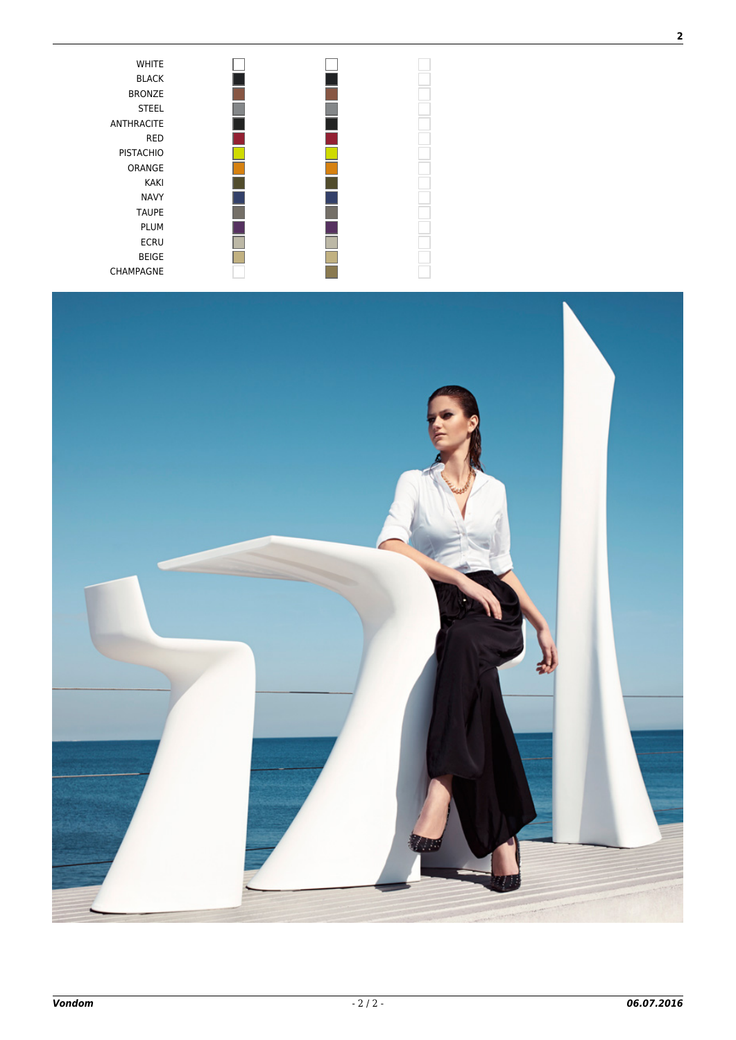WHITE
BLACK
BRONZE
STEEL
ANTHRACITE
RED
PISTACHIO
ORANGE
KAKI
NAVY
TAUPE
PLUM
ECRU
BEIGE
CHAMPAGNE